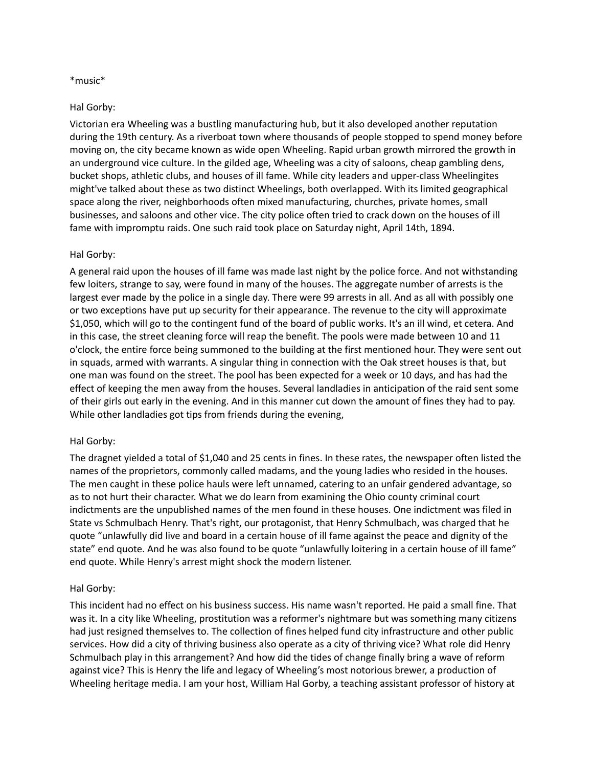*music*

Hal Gorby:

Victorian era Wheeling was a bustling manufacturing hub, but it also developed another reputation during the 19th century. As a riverboat town where thousands of people stopped to spend money before moving on, the city became known as wide open Wheeling. Rapid urban growth mirrored the growth in an underground vice culture. In the gilded age, Wheeling was a city of saloons, cheap gambling dens, bucket shops, athletic clubs, and houses of ill fame. While city leaders and upper-class Wheelingites might've talked about these as two distinct Wheelings, both overlapped. With its limited geographical space along the river, neighborhoods often mixed manufacturing, churches, private homes, small businesses, and saloons and other vice. The city police often tried to crack down on the houses of ill fame with impromptu raids. One such raid took place on Saturday night, April 14th, 1894.

Hal Gorby:

A general raid upon the houses of ill fame was made last night by the police force. And not withstanding few loiters, strange to say, were found in many of the houses. The aggregate number of arrests is the largest ever made by the police in a single day. There were 99 arrests in all. And as all with possibly one or two exceptions have put up security for their appearance. The revenue to the city will approximate $1,050, which will go to the contingent fund of the board of public works. It's an ill wind, et cetera. And in this case, the street cleaning force will reap the benefit. The pools were made between 10 and 11 o'clock, the entire force being summoned to the building at the first mentioned hour. They were sent out in squads, armed with warrants. A singular thing in connection with the Oak street houses is that, but one man was found on the street. The pool has been expected for a week or 10 days, and has had the effect of keeping the men away from the houses. Several landladies in anticipation of the raid sent some of their girls out early in the evening. And in this manner cut down the amount of fines they had to pay. While other landladies got tips from friends during the evening,

Hal Gorby:

The dragnet yielded a total of $1,040 and 25 cents in fines. In these rates, the newspaper often listed the names of the proprietors, commonly called madams, and the young ladies who resided in the houses. The men caught in these police hauls were left unnamed, catering to an unfair gendered advantage, so as to not hurt their character. What we do learn from examining the Ohio county criminal court indictments are the unpublished names of the men found in these houses. One indictment was filed in State vs Schmulbach Henry. That's right, our protagonist, that Henry Schmulbach, was charged that he quote "unlawfully did live and board in a certain house of ill fame against the peace and dignity of the state" end quote. And he was also found to be quote "unlawfully loitering in a certain house of ill fame" end quote. While Henry's arrest might shock the modern listener.

Hal Gorby:

This incident had no effect on his business success. His name wasn't reported. He paid a small fine. That was it. In a city like Wheeling, prostitution was a reformer's nightmare but was something many citizens had just resigned themselves to. The collection of fines helped fund city infrastructure and other public services. How did a city of thriving business also operate as a city of thriving vice? What role did Henry Schmulbach play in this arrangement? And how did the tides of change finally bring a wave of reform against vice? This is Henry the life and legacy of Wheeling's most notorious brewer, a production of Wheeling heritage media. I am your host, William Hal Gorby, a teaching assistant professor of history at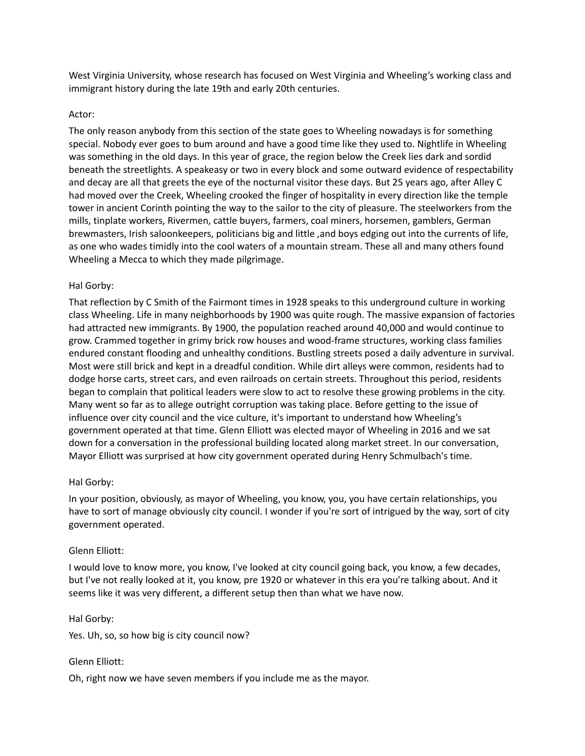West Virginia University, whose research has focused on West Virginia and Wheeling's working class and immigrant history during the late 19th and early 20th centuries.

Actor:

The only reason anybody from this section of the state goes to Wheeling nowadays is for something special. Nobody ever goes to bum around and have a good time like they used to. Nightlife in Wheeling was something in the old days. In this year of grace, the region below the Creek lies dark and sordid beneath the streetlights. A speakeasy or two in every block and some outward evidence of respectability and decay are all that greets the eye of the nocturnal visitor these days. But 25 years ago, after Alley C had moved over the Creek, Wheeling crooked the finger of hospitality in every direction like the temple tower in ancient Corinth pointing the way to the sailor to the city of pleasure. The steelworkers from the mills, tinplate workers, Rivermen, cattle buyers, farmers, coal miners, horsemen, gamblers, German brewmasters, Irish saloonkeepers, politicians big and little ,and boys edging out into the currents of life, as one who wades timidly into the cool waters of a mountain stream. These all and many others found Wheeling a Mecca to which they made pilgrimage.

Hal Gorby:

That reflection by C Smith of the Fairmont times in 1928 speaks to this underground culture in working class Wheeling. Life in many neighborhoods by 1900 was quite rough. The massive expansion of factories had attracted new immigrants. By 1900, the population reached around 40,000 and would continue to grow. Crammed together in grimy brick row houses and wood-frame structures, working class families endured constant flooding and unhealthy conditions. Bustling streets posed a daily adventure in survival. Most were still brick and kept in a dreadful condition. While dirt alleys were common, residents had to dodge horse carts, street cars, and even railroads on certain streets. Throughout this period, residents began to complain that political leaders were slow to act to resolve these growing problems in the city. Many went so far as to allege outright corruption was taking place. Before getting to the issue of influence over city council and the vice culture, it's important to understand how Wheeling's government operated at that time. Glenn Elliott was elected mayor of Wheeling in 2016 and we sat down for a conversation in the professional building located along market street. In our conversation, Mayor Elliott was surprised at how city government operated during Henry Schmulbach's time.

Hal Gorby:

In your position, obviously, as mayor of Wheeling, you know, you, you have certain relationships, you have to sort of manage obviously city council. I wonder if you're sort of intrigued by the way, sort of city government operated.

Glenn Elliott:

I would love to know more, you know, I've looked at city council going back, you know, a few decades, but I've not really looked at it, you know, pre 1920 or whatever in this era you're talking about. And it seems like it was very different, a different setup then than what we have now.

Hal Gorby:

Yes. Uh, so, so how big is city council now?

Glenn Elliott:

Oh, right now we have seven members if you include me as the mayor.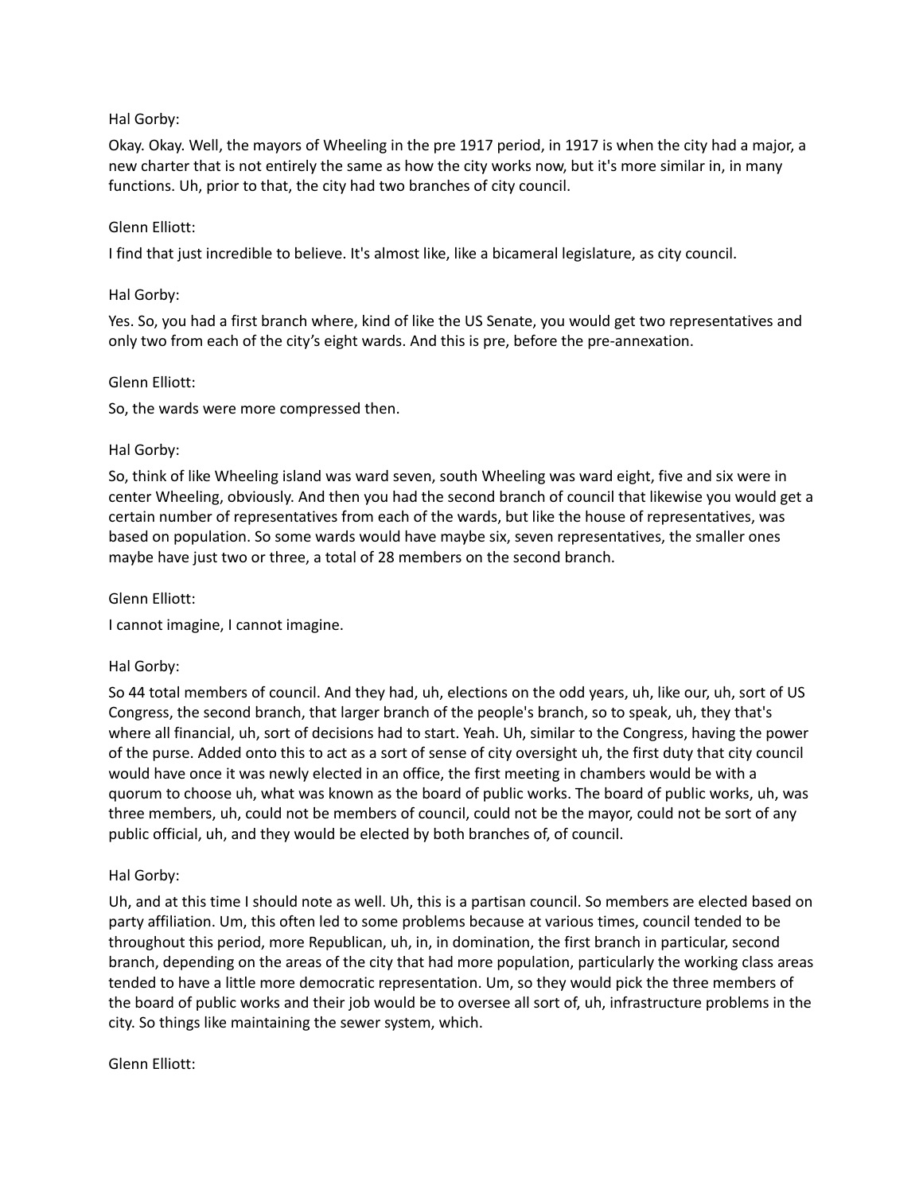Hal Gorby:

Okay. Okay. Well, the mayors of Wheeling in the pre 1917 period, in 1917 is when the city had a major, a new charter that is not entirely the same as how the city works now, but it's more similar in, in many functions. Uh, prior to that, the city had two branches of city council.

Glenn Elliott:

I find that just incredible to believe. It's almost like, like a bicameral legislature, as city council.

Hal Gorby:

Yes. So, you had a first branch where, kind of like the US Senate, you would get two representatives and only two from each of the city's eight wards. And this is pre, before the pre-annexation.

Glenn Elliott:

So, the wards were more compressed then.

Hal Gorby:

So, think of like Wheeling island was ward seven, south Wheeling was ward eight, five and six were in center Wheeling, obviously. And then you had the second branch of council that likewise you would get a certain number of representatives from each of the wards, but like the house of representatives, was based on population. So some wards would have maybe six, seven representatives, the smaller ones maybe have just two or three, a total of 28 members on the second branch.

Glenn Elliott:

I cannot imagine, I cannot imagine.

Hal Gorby:

So 44 total members of council. And they had, uh, elections on the odd years, uh, like our, uh, sort of US Congress, the second branch, that larger branch of the people's branch, so to speak, uh, they that's where all financial, uh, sort of decisions had to start. Yeah. Uh, similar to the Congress, having the power of the purse. Added onto this to act as a sort of sense of city oversight uh, the first duty that city council would have once it was newly elected in an office, the first meeting in chambers would be with a quorum to choose uh, what was known as the board of public works. The board of public works, uh, was three members, uh, could not be members of council, could not be the mayor, could not be sort of any public official, uh, and they would be elected by both branches of, of council.

Hal Gorby:

Uh, and at this time I should note as well. Uh, this is a partisan council. So members are elected based on party affiliation. Um, this often led to some problems because at various times, council tended to be throughout this period, more Republican, uh, in, in domination, the first branch in particular, second branch, depending on the areas of the city that had more population, particularly the working class areas tended to have a little more democratic representation. Um, so they would pick the three members of the board of public works and their job would be to oversee all sort of, uh, infrastructure problems in the city. So things like maintaining the sewer system, which.

Glenn Elliott: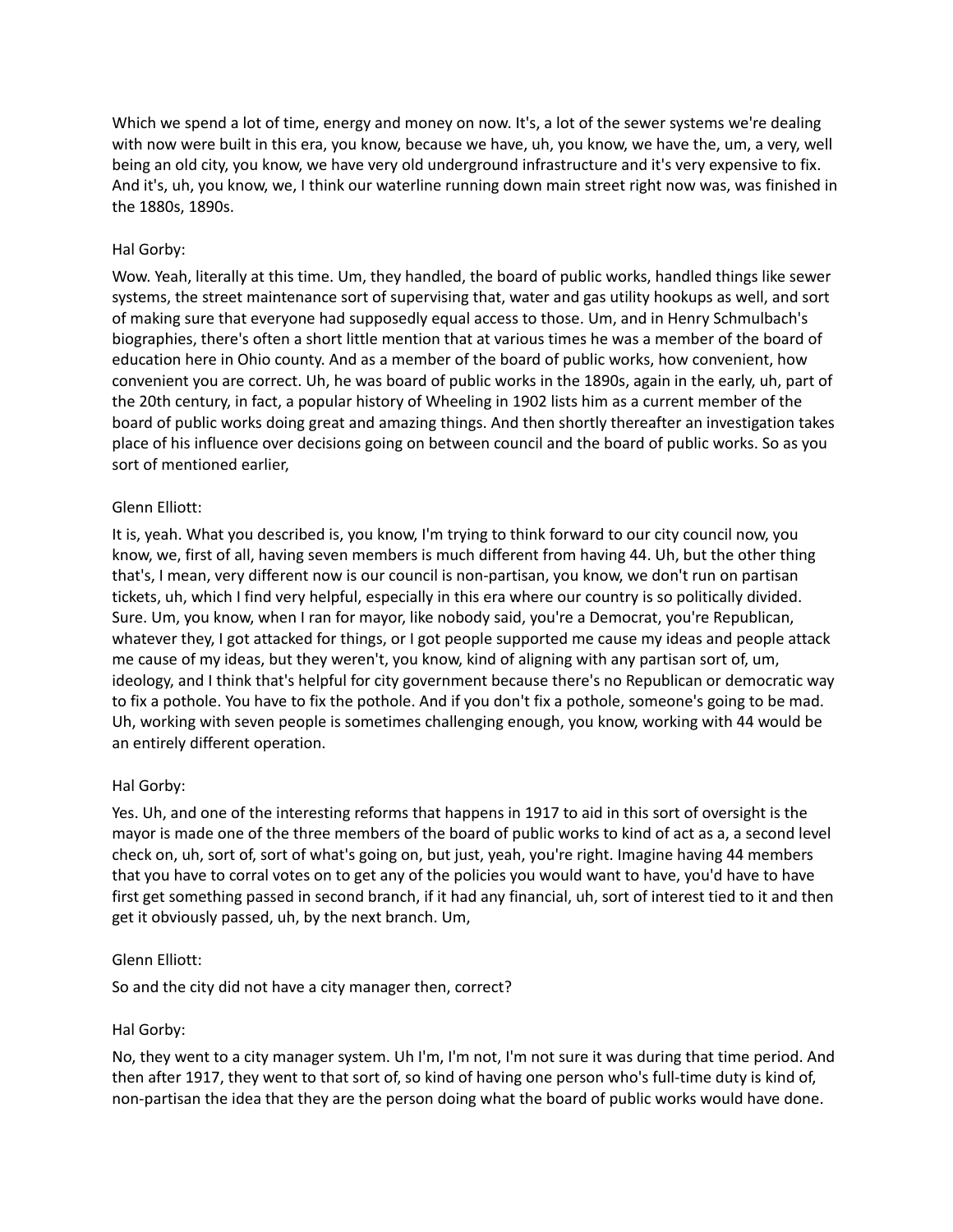Which we spend a lot of time, energy and money on now. It's, a lot of the sewer systems we're dealing with now were built in this era, you know, because we have, uh, you know, we have the, um, a very, well being an old city, you know, we have very old underground infrastructure and it's very expensive to fix. And it's, uh, you know, we, I think our waterline running down main street right now was, was finished in the 1880s, 1890s.

Hal Gorby:

Wow. Yeah, literally at this time. Um, they handled, the board of public works, handled things like sewer systems, the street maintenance sort of supervising that, water and gas utility hookups as well, and sort of making sure that everyone had supposedly equal access to those. Um, and in Henry Schmulbach's biographies, there's often a short little mention that at various times he was a member of the board of education here in Ohio county. And as a member of the board of public works, how convenient, how convenient you are correct. Uh, he was board of public works in the 1890s, again in the early, uh, part of the 20th century, in fact, a popular history of Wheeling in 1902 lists him as a current member of the board of public works doing great and amazing things. And then shortly thereafter an investigation takes place of his influence over decisions going on between council and the board of public works. So as you sort of mentioned earlier,

Glenn Elliott:

It is, yeah. What you described is, you know, I'm trying to think forward to our city council now, you know, we, first of all, having seven members is much different from having 44. Uh, but the other thing that's, I mean, very different now is our council is non-partisan, you know, we don't run on partisan tickets, uh, which I find very helpful, especially in this era where our country is so politically divided. Sure. Um, you know, when I ran for mayor, like nobody said, you're a Democrat, you're Republican, whatever they, I got attacked for things, or I got people supported me cause my ideas and people attack me cause of my ideas, but they weren't, you know, kind of aligning with any partisan sort of, um, ideology, and I think that's helpful for city government because there's no Republican or democratic way to fix a pothole. You have to fix the pothole. And if you don't fix a pothole, someone's going to be mad. Uh, working with seven people is sometimes challenging enough, you know, working with 44 would be an entirely different operation.

Hal Gorby:

Yes. Uh, and one of the interesting reforms that happens in 1917 to aid in this sort of oversight is the mayor is made one of the three members of the board of public works to kind of act as a, a second level check on, uh, sort of, sort of what's going on, but just, yeah, you're right. Imagine having 44 members that you have to corral votes on to get any of the policies you would want to have, you'd have to have first get something passed in second branch, if it had any financial, uh, sort of interest tied to it and then get it obviously passed, uh, by the next branch. Um,

Glenn Elliott:

So and the city did not have a city manager then, correct?

Hal Gorby:

No, they went to a city manager system. Uh I'm, I'm not, I'm not sure it was during that time period. And then after 1917, they went to that sort of, so kind of having one person who's full-time duty is kind of, non-partisan the idea that they are the person doing what the board of public works would have done.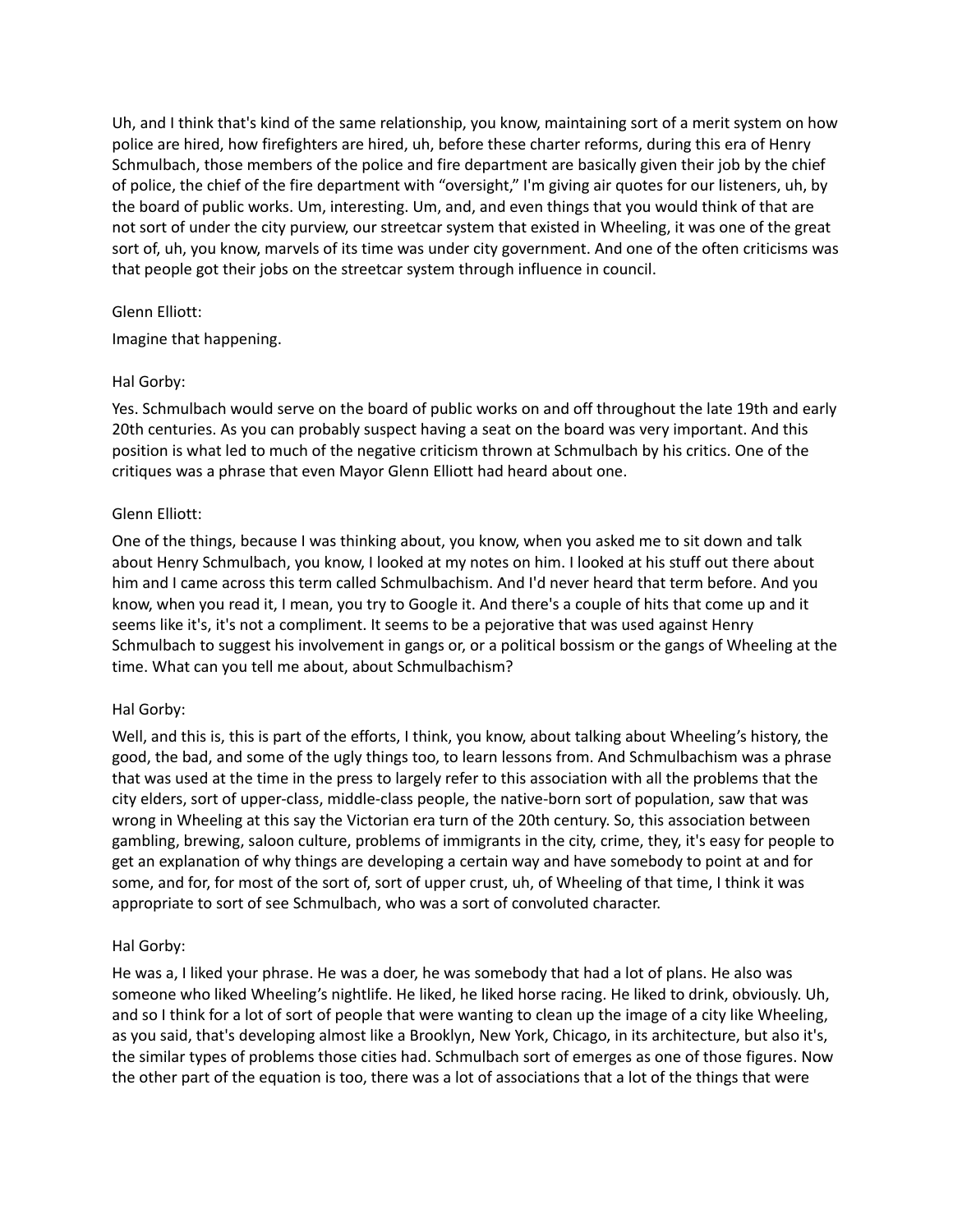Uh, and I think that's kind of the same relationship, you know, maintaining sort of a merit system on how police are hired, how firefighters are hired, uh, before these charter reforms, during this era of Henry Schmulbach, those members of the police and fire department are basically given their job by the chief of police, the chief of the fire department with "oversight," I'm giving air quotes for our listeners, uh, by the board of public works. Um, interesting. Um, and, and even things that you would think of that are not sort of under the city purview, our streetcar system that existed in Wheeling, it was one of the great sort of, uh, you know, marvels of its time was under city government. And one of the often criticisms was that people got their jobs on the streetcar system through influence in council.

Glenn Elliott:

Imagine that happening.

Hal Gorby:

Yes. Schmulbach would serve on the board of public works on and off throughout the late 19th and early 20th centuries. As you can probably suspect having a seat on the board was very important. And this position is what led to much of the negative criticism thrown at Schmulbach by his critics. One of the critiques was a phrase that even Mayor Glenn Elliott had heard about one.

Glenn Elliott:

One of the things, because I was thinking about, you know, when you asked me to sit down and talk about Henry Schmulbach, you know, I looked at my notes on him. I looked at his stuff out there about him and I came across this term called Schmulbachism. And I'd never heard that term before. And you know, when you read it, I mean, you try to Google it. And there's a couple of hits that come up and it seems like it's, it's not a compliment. It seems to be a pejorative that was used against Henry Schmulbach to suggest his involvement in gangs or, or a political bossism or the gangs of Wheeling at the time. What can you tell me about, about Schmulbachism?

Hal Gorby:

Well, and this is, this is part of the efforts, I think, you know, about talking about Wheeling's history, the good, the bad, and some of the ugly things too, to learn lessons from. And Schmulbachism was a phrase that was used at the time in the press to largely refer to this association with all the problems that the city elders, sort of upper-class, middle-class people, the native-born sort of population, saw that was wrong in Wheeling at this say the Victorian era turn of the 20th century. So, this association between gambling, brewing, saloon culture, problems of immigrants in the city, crime, they, it's easy for people to get an explanation of why things are developing a certain way and have somebody to point at and for some, and for, for most of the sort of, sort of upper crust, uh, of Wheeling of that time, I think it was appropriate to sort of see Schmulbach, who was a sort of convoluted character.

Hal Gorby:

He was a, I liked your phrase. He was a doer, he was somebody that had a lot of plans. He also was someone who liked Wheeling's nightlife. He liked, he liked horse racing. He liked to drink, obviously. Uh, and so I think for a lot of sort of people that were wanting to clean up the image of a city like Wheeling, as you said, that's developing almost like a Brooklyn, New York, Chicago, in its architecture, but also it's, the similar types of problems those cities had. Schmulbach sort of emerges as one of those figures. Now the other part of the equation is too, there was a lot of associations that a lot of the things that were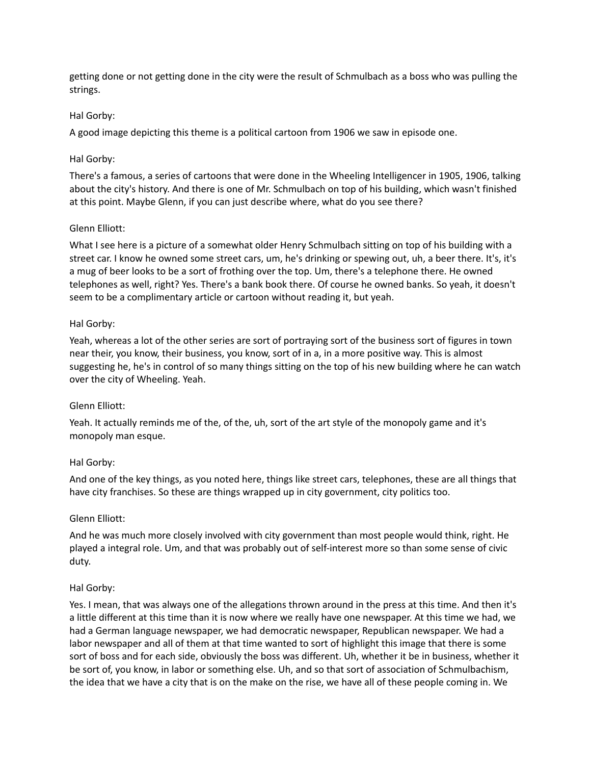getting done or not getting done in the city were the result of Schmulbach as a boss who was pulling the strings.

Hal Gorby:

A good image depicting this theme is a political cartoon from 1906 we saw in episode one.

Hal Gorby:

There's a famous, a series of cartoons that were done in the Wheeling Intelligencer in 1905, 1906, talking about the city's history. And there is one of Mr. Schmulbach on top of his building, which wasn't finished at this point. Maybe Glenn, if you can just describe where, what do you see there?

Glenn Elliott:

What I see here is a picture of a somewhat older Henry Schmulbach sitting on top of his building with a street car. I know he owned some street cars, um, he's drinking or spewing out, uh, a beer there. It's, it's a mug of beer looks to be a sort of frothing over the top. Um, there's a telephone there. He owned telephones as well, right? Yes. There's a bank book there. Of course he owned banks. So yeah, it doesn't seem to be a complimentary article or cartoon without reading it, but yeah.

Hal Gorby:

Yeah, whereas a lot of the other series are sort of portraying sort of the business sort of figures in town near their, you know, their business, you know, sort of in a, in a more positive way. This is almost suggesting he, he's in control of so many things sitting on the top of his new building where he can watch over the city of Wheeling. Yeah.

Glenn Elliott:

Yeah. It actually reminds me of the, of the, uh, sort of the art style of the monopoly game and it's monopoly man esque.

Hal Gorby:

And one of the key things, as you noted here, things like street cars, telephones, these are all things that have city franchises. So these are things wrapped up in city government, city politics too.

Glenn Elliott:

And he was much more closely involved with city government than most people would think, right. He played a integral role. Um, and that was probably out of self-interest more so than some sense of civic duty.

Hal Gorby:

Yes. I mean, that was always one of the allegations thrown around in the press at this time. And then it's a little different at this time than it is now where we really have one newspaper. At this time we had, we had a German language newspaper, we had democratic newspaper, Republican newspaper. We had a labor newspaper and all of them at that time wanted to sort of highlight this image that there is some sort of boss and for each side, obviously the boss was different. Uh, whether it be in business, whether it be sort of, you know, in labor or something else. Uh, and so that sort of association of Schmulbachism, the idea that we have a city that is on the make on the rise, we have all of these people coming in. We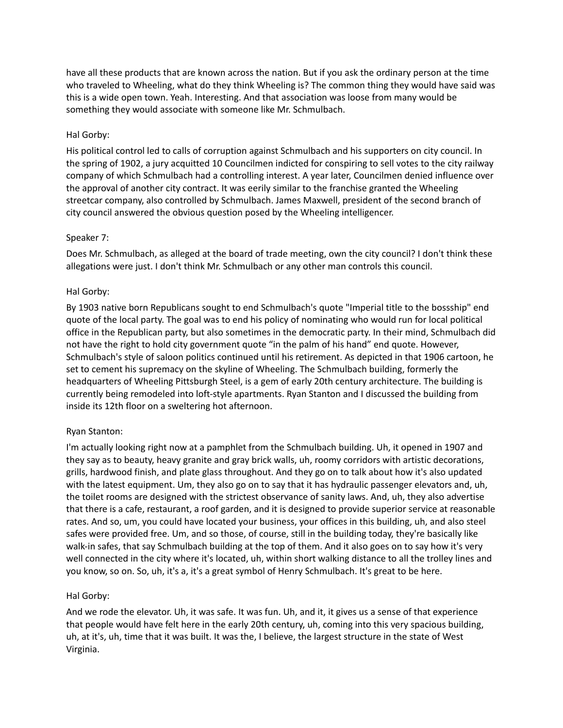have all these products that are known across the nation. But if you ask the ordinary person at the time who traveled to Wheeling, what do they think Wheeling is? The common thing they would have said was this is a wide open town. Yeah. Interesting. And that association was loose from many would be something they would associate with someone like Mr. Schmulbach.

Hal Gorby:

His political control led to calls of corruption against Schmulbach and his supporters on city council. In the spring of 1902, a jury acquitted 10 Councilmen indicted for conspiring to sell votes to the city railway company of which Schmulbach had a controlling interest. A year later, Councilmen denied influence over the approval of another city contract. It was eerily similar to the franchise granted the Wheeling streetcar company, also controlled by Schmulbach. James Maxwell, president of the second branch of city council answered the obvious question posed by the Wheeling intelligencer.

Speaker 7:

Does Mr. Schmulbach, as alleged at the board of trade meeting, own the city council? I don't think these allegations were just. I don't think Mr. Schmulbach or any other man controls this council.

Hal Gorby:

By 1903 native born Republicans sought to end Schmulbach's quote "Imperial title to the bossship" end quote of the local party. The goal was to end his policy of nominating who would run for local political office in the Republican party, but also sometimes in the democratic party. In their mind, Schmulbach did not have the right to hold city government quote “in the palm of his hand” end quote. However, Schmulbach's style of saloon politics continued until his retirement. As depicted in that 1906 cartoon, he set to cement his supremacy on the skyline of Wheeling. The Schmulbach building, formerly the headquarters of Wheeling Pittsburgh Steel, is a gem of early 20th century architecture. The building is currently being remodeled into loft-style apartments. Ryan Stanton and I discussed the building from inside its 12th floor on a sweltering hot afternoon.

Ryan Stanton:

I'm actually looking right now at a pamphlet from the Schmulbach building. Uh, it opened in 1907 and they say as to beauty, heavy granite and gray brick walls, uh, roomy corridors with artistic decorations, grills, hardwood finish, and plate glass throughout. And they go on to talk about how it's also updated with the latest equipment. Um, they also go on to say that it has hydraulic passenger elevators and, uh, the toilet rooms are designed with the strictest observance of sanity laws. And, uh, they also advertise that there is a cafe, restaurant, a roof garden, and it is designed to provide superior service at reasonable rates. And so, um, you could have located your business, your offices in this building, uh, and also steel safes were provided free. Um, and so those, of course, still in the building today, they're basically like walk-in safes, that say Schmulbach building at the top of them. And it also goes on to say how it's very well connected in the city where it's located, uh, within short walking distance to all the trolley lines and you know, so on. So, uh, it's a, it's a great symbol of Henry Schmulbach. It's great to be here.

Hal Gorby:

And we rode the elevator. Uh, it was safe. It was fun. Uh, and it, it gives us a sense of that experience that people would have felt here in the early 20th century, uh, coming into this very spacious building, uh, at it's, uh, time that it was built. It was the, I believe, the largest structure in the state of West Virginia.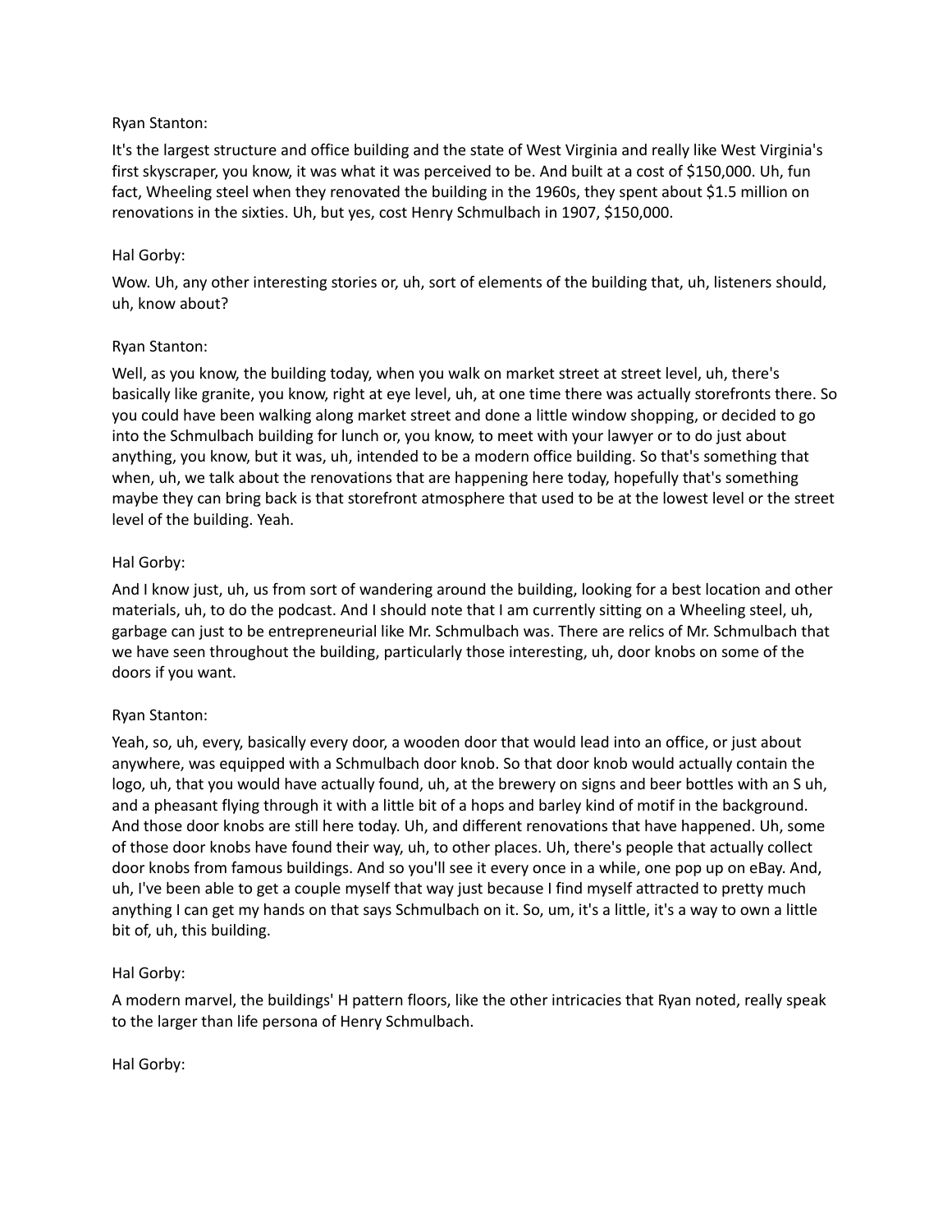Ryan Stanton:

It's the largest structure and office building and the state of West Virginia and really like West Virginia's first skyscraper, you know, it was what it was perceived to be. And built at a cost of $150,000. Uh, fun fact, Wheeling steel when they renovated the building in the 1960s, they spent about $1.5 million on renovations in the sixties. Uh, but yes, cost Henry Schmulbach in 1907, $150,000.

Hal Gorby:

Wow. Uh, any other interesting stories or, uh, sort of elements of the building that, uh, listeners should, uh, know about?

Ryan Stanton:

Well, as you know, the building today, when you walk on market street at street level, uh, there's basically like granite, you know, right at eye level, uh, at one time there was actually storefronts there. So you could have been walking along market street and done a little window shopping, or decided to go into the Schmulbach building for lunch or, you know, to meet with your lawyer or to do just about anything, you know, but it was, uh, intended to be a modern office building. So that's something that when, uh, we talk about the renovations that are happening here today, hopefully that's something maybe they can bring back is that storefront atmosphere that used to be at the lowest level or the street level of the building. Yeah.

Hal Gorby:

And I know just, uh, us from sort of wandering around the building, looking for a best location and other materials, uh, to do the podcast. And I should note that I am currently sitting on a Wheeling steel, uh, garbage can just to be entrepreneurial like Mr. Schmulbach was. There are relics of Mr. Schmulbach that we have seen throughout the building, particularly those interesting, uh, door knobs on some of the doors if you want.

Ryan Stanton:

Yeah, so, uh, every, basically every door, a wooden door that would lead into an office, or just about anywhere, was equipped with a Schmulbach door knob. So that door knob would actually contain the logo, uh, that you would have actually found, uh, at the brewery on signs and beer bottles with an S uh, and a pheasant flying through it with a little bit of a hops and barley kind of motif in the background. And those door knobs are still here today. Uh, and different renovations that have happened. Uh, some of those door knobs have found their way, uh, to other places. Uh, there's people that actually collect door knobs from famous buildings. And so you'll see it every once in a while, one pop up on eBay. And, uh, I've been able to get a couple myself that way just because I find myself attracted to pretty much anything I can get my hands on that says Schmulbach on it. So, um, it's a little, it's a way to own a little bit of, uh, this building.

Hal Gorby:

A modern marvel, the buildings' H pattern floors, like the other intricacies that Ryan noted, really speak to the larger than life persona of Henry Schmulbach.

Hal Gorby: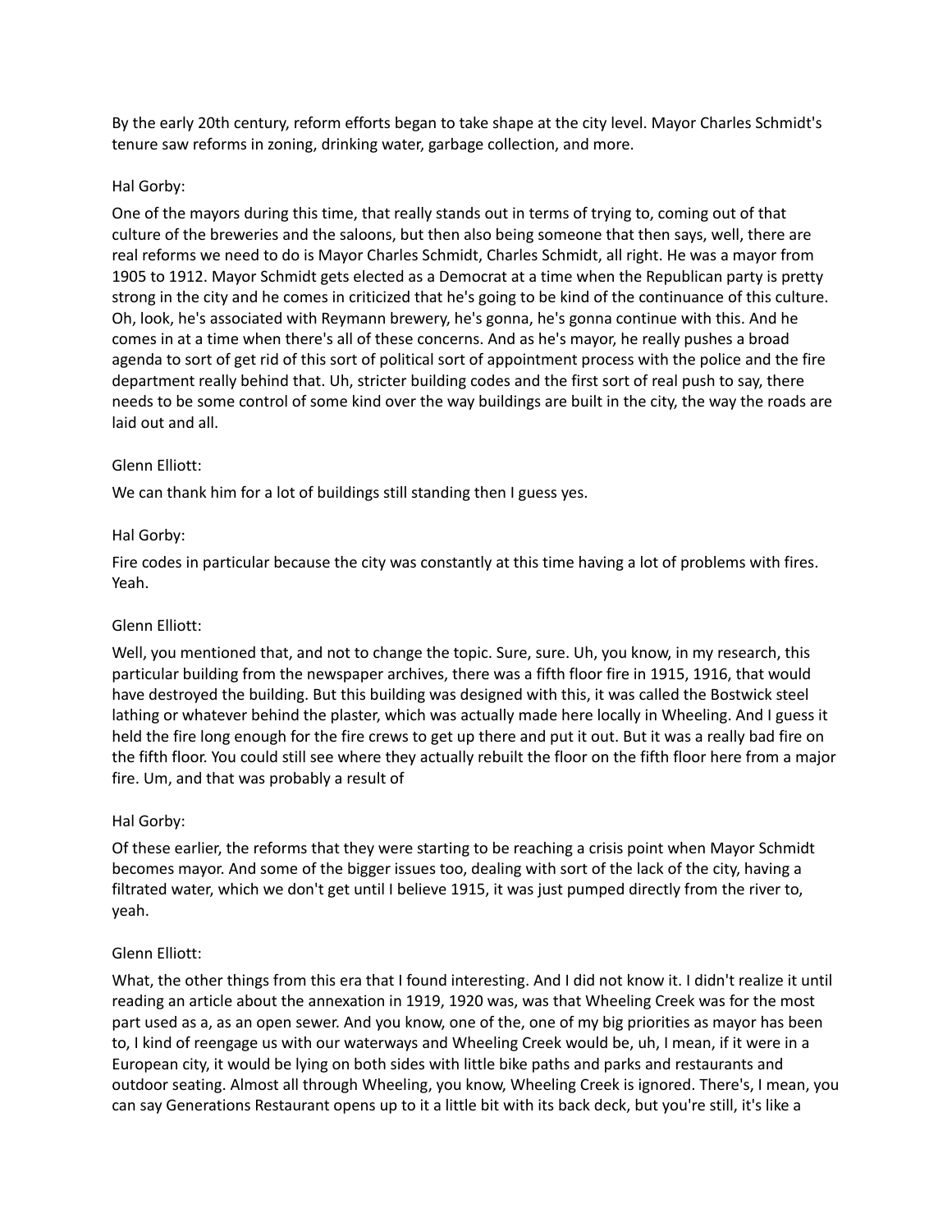By the early 20th century, reform efforts began to take shape at the city level. Mayor Charles Schmidt's tenure saw reforms in zoning, drinking water, garbage collection, and more.

Hal Gorby:

One of the mayors during this time, that really stands out in terms of trying to, coming out of that culture of the breweries and the saloons, but then also being someone that then says, well, there are real reforms we need to do is Mayor Charles Schmidt, Charles Schmidt, all right. He was a mayor from 1905 to 1912. Mayor Schmidt gets elected as a Democrat at a time when the Republican party is pretty strong in the city and he comes in criticized that he's going to be kind of the continuance of this culture. Oh, look, he's associated with Reymann brewery, he's gonna, he's gonna continue with this. And he comes in at a time when there's all of these concerns. And as he's mayor, he really pushes a broad agenda to sort of get rid of this sort of political sort of appointment process with the police and the fire department really behind that. Uh, stricter building codes and the first sort of real push to say, there needs to be some control of some kind over the way buildings are built in the city, the way the roads are laid out and all.

Glenn Elliott:

We can thank him for a lot of buildings still standing then I guess yes.

Hal Gorby:

Fire codes in particular because the city was constantly at this time having a lot of problems with fires. Yeah.

Glenn Elliott:

Well, you mentioned that, and not to change the topic. Sure, sure. Uh, you know, in my research, this particular building from the newspaper archives, there was a fifth floor fire in 1915, 1916, that would have destroyed the building. But this building was designed with this, it was called the Bostwick steel lathing or whatever behind the plaster, which was actually made here locally in Wheeling. And I guess it held the fire long enough for the fire crews to get up there and put it out. But it was a really bad fire on the fifth floor. You could still see where they actually rebuilt the floor on the fifth floor here from a major fire. Um, and that was probably a result of

Hal Gorby:

Of these earlier, the reforms that they were starting to be reaching a crisis point when Mayor Schmidt becomes mayor. And some of the bigger issues too, dealing with sort of the lack of the city, having a filtrated water, which we don't get until I believe 1915, it was just pumped directly from the river to, yeah.

Glenn Elliott:

What, the other things from this era that I found interesting. And I did not know it. I didn't realize it until reading an article about the annexation in 1919, 1920 was, was that Wheeling Creek was for the most part used as a, as an open sewer. And you know, one of the, one of my big priorities as mayor has been to, I kind of reengage us with our waterways and Wheeling Creek would be, uh, I mean, if it were in a European city, it would be lying on both sides with little bike paths and parks and restaurants and outdoor seating. Almost all through Wheeling, you know, Wheeling Creek is ignored. There's, I mean, you can say Generations Restaurant opens up to it a little bit with its back deck, but you're still, it's like a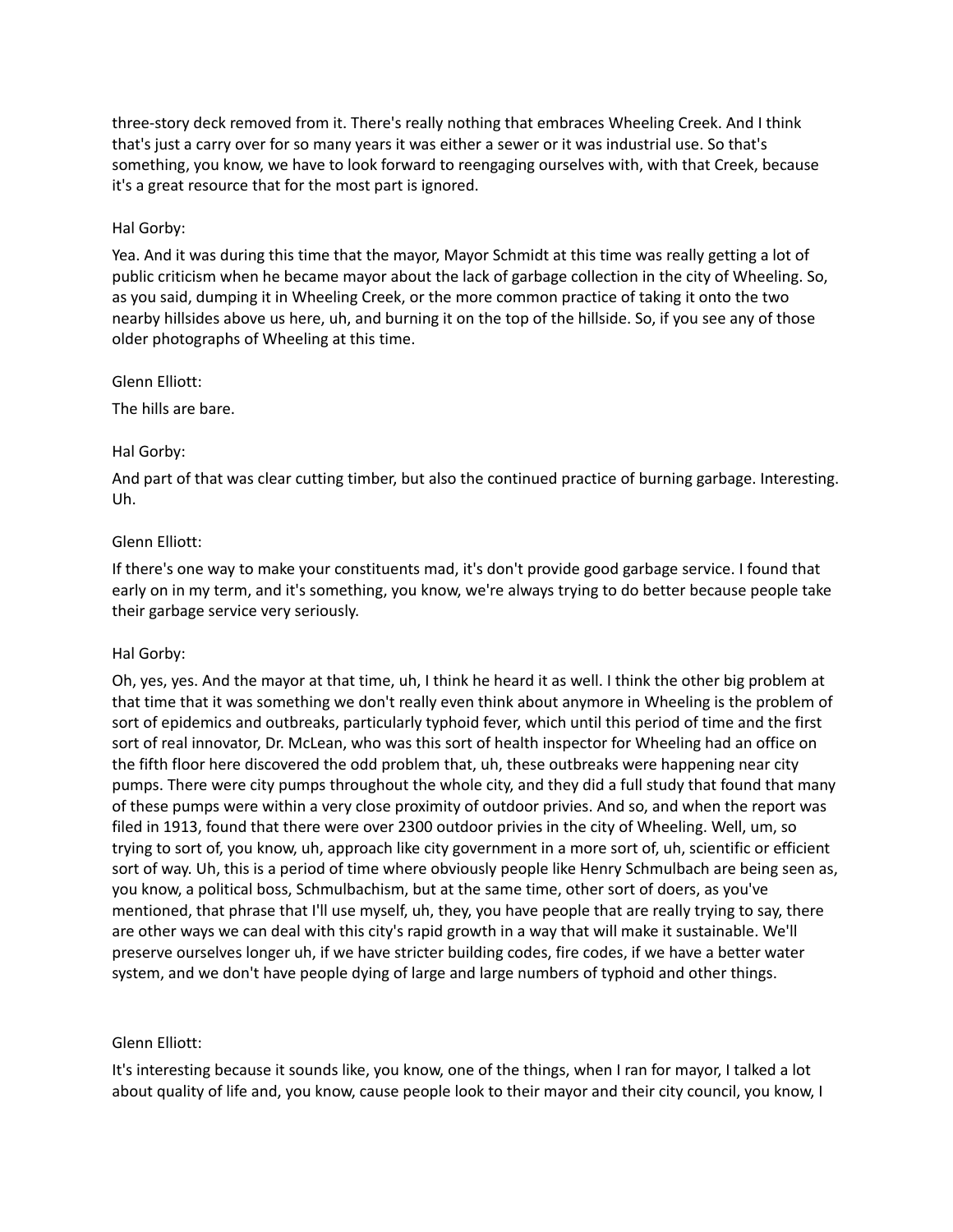three-story deck removed from it. There's really nothing that embraces Wheeling Creek. And I think that's just a carry over for so many years it was either a sewer or it was industrial use. So that's something, you know, we have to look forward to reengaging ourselves with, with that Creek, because it's a great resource that for the most part is ignored.

Hal Gorby:

Yea. And it was during this time that the mayor, Mayor Schmidt at this time was really getting a lot of public criticism when he became mayor about the lack of garbage collection in the city of Wheeling. So, as you said, dumping it in Wheeling Creek, or the more common practice of taking it onto the two nearby hillsides above us here, uh, and burning it on the top of the hillside. So, if you see any of those older photographs of Wheeling at this time.

Glenn Elliott:

The hills are bare.

Hal Gorby:

And part of that was clear cutting timber, but also the continued practice of burning garbage. Interesting. Uh.

Glenn Elliott:

If there's one way to make your constituents mad, it's don't provide good garbage service. I found that early on in my term, and it's something, you know, we're always trying to do better because people take their garbage service very seriously.

Hal Gorby:

Oh, yes, yes. And the mayor at that time, uh, I think he heard it as well. I think the other big problem at that time that it was something we don't really even think about anymore in Wheeling is the problem of sort of epidemics and outbreaks, particularly typhoid fever, which until this period of time and the first sort of real innovator, Dr. McLean, who was this sort of health inspector for Wheeling had an office on the fifth floor here discovered the odd problem that, uh, these outbreaks were happening near city pumps. There were city pumps throughout the whole city, and they did a full study that found that many of these pumps were within a very close proximity of outdoor privies. And so, and when the report was filed in 1913, found that there were over 2300 outdoor privies in the city of Wheeling. Well, um, so trying to sort of, you know, uh, approach like city government in a more sort of, uh, scientific or efficient sort of way. Uh, this is a period of time where obviously people like Henry Schmulbach are being seen as, you know, a political boss, Schmulbachism, but at the same time, other sort of doers, as you've mentioned, that phrase that I'll use myself, uh, they, you have people that are really trying to say, there are other ways we can deal with this city's rapid growth in a way that will make it sustainable. We'll preserve ourselves longer uh, if we have stricter building codes, fire codes, if we have a better water system, and we don't have people dying of large and large numbers of typhoid and other things.

Glenn Elliott:

It's interesting because it sounds like, you know, one of the things, when I ran for mayor, I talked a lot about quality of life and, you know, cause people look to their mayor and their city council, you know, I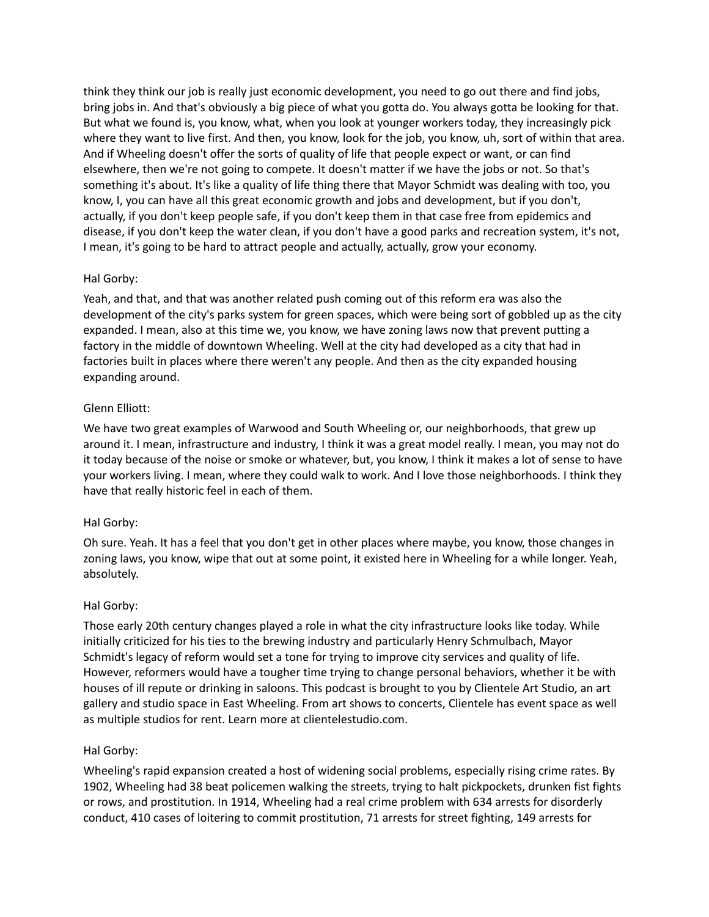think they think our job is really just economic development, you need to go out there and find jobs, bring jobs in. And that's obviously a big piece of what you gotta do. You always gotta be looking for that. But what we found is, you know, what, when you look at younger workers today, they increasingly pick where they want to live first. And then, you know, look for the job, you know, uh, sort of within that area. And if Wheeling doesn't offer the sorts of quality of life that people expect or want, or can find elsewhere, then we're not going to compete. It doesn't matter if we have the jobs or not. So that's something it's about. It's like a quality of life thing there that Mayor Schmidt was dealing with too, you know, I, you can have all this great economic growth and jobs and development, but if you don't, actually, if you don't keep people safe, if you don't keep them in that case free from epidemics and disease, if you don't keep the water clean, if you don't have a good parks and recreation system, it's not, I mean, it's going to be hard to attract people and actually, actually, grow your economy.

Hal Gorby:

Yeah, and that, and that was another related push coming out of this reform era was also the development of the city's parks system for green spaces, which were being sort of gobbled up as the city expanded. I mean, also at this time we, you know, we have zoning laws now that prevent putting a factory in the middle of downtown Wheeling. Well at the city had developed as a city that had in factories built in places where there weren't any people. And then as the city expanded housing expanding around.

Glenn Elliott:

We have two great examples of Warwood and South Wheeling or, our neighborhoods, that grew up around it. I mean, infrastructure and industry, I think it was a great model really. I mean, you may not do it today because of the noise or smoke or whatever, but, you know, I think it makes a lot of sense to have your workers living. I mean, where they could walk to work. And I love those neighborhoods. I think they have that really historic feel in each of them.

Hal Gorby:

Oh sure. Yeah. It has a feel that you don't get in other places where maybe, you know, those changes in zoning laws, you know, wipe that out at some point, it existed here in Wheeling for a while longer. Yeah, absolutely.

Hal Gorby:

Those early 20th century changes played a role in what the city infrastructure looks like today. While initially criticized for his ties to the brewing industry and particularly Henry Schmulbach, Mayor Schmidt's legacy of reform would set a tone for trying to improve city services and quality of life. However, reformers would have a tougher time trying to change personal behaviors, whether it be with houses of ill repute or drinking in saloons. This podcast is brought to you by Clientele Art Studio, an art gallery and studio space in East Wheeling. From art shows to concerts, Clientele has event space as well as multiple studios for rent. Learn more at clientelestudio.com.

Hal Gorby:

Wheeling's rapid expansion created a host of widening social problems, especially rising crime rates. By 1902, Wheeling had 38 beat policemen walking the streets, trying to halt pickpockets, drunken fist fights or rows, and prostitution. In 1914, Wheeling had a real crime problem with 634 arrests for disorderly conduct, 410 cases of loitering to commit prostitution, 71 arrests for street fighting, 149 arrests for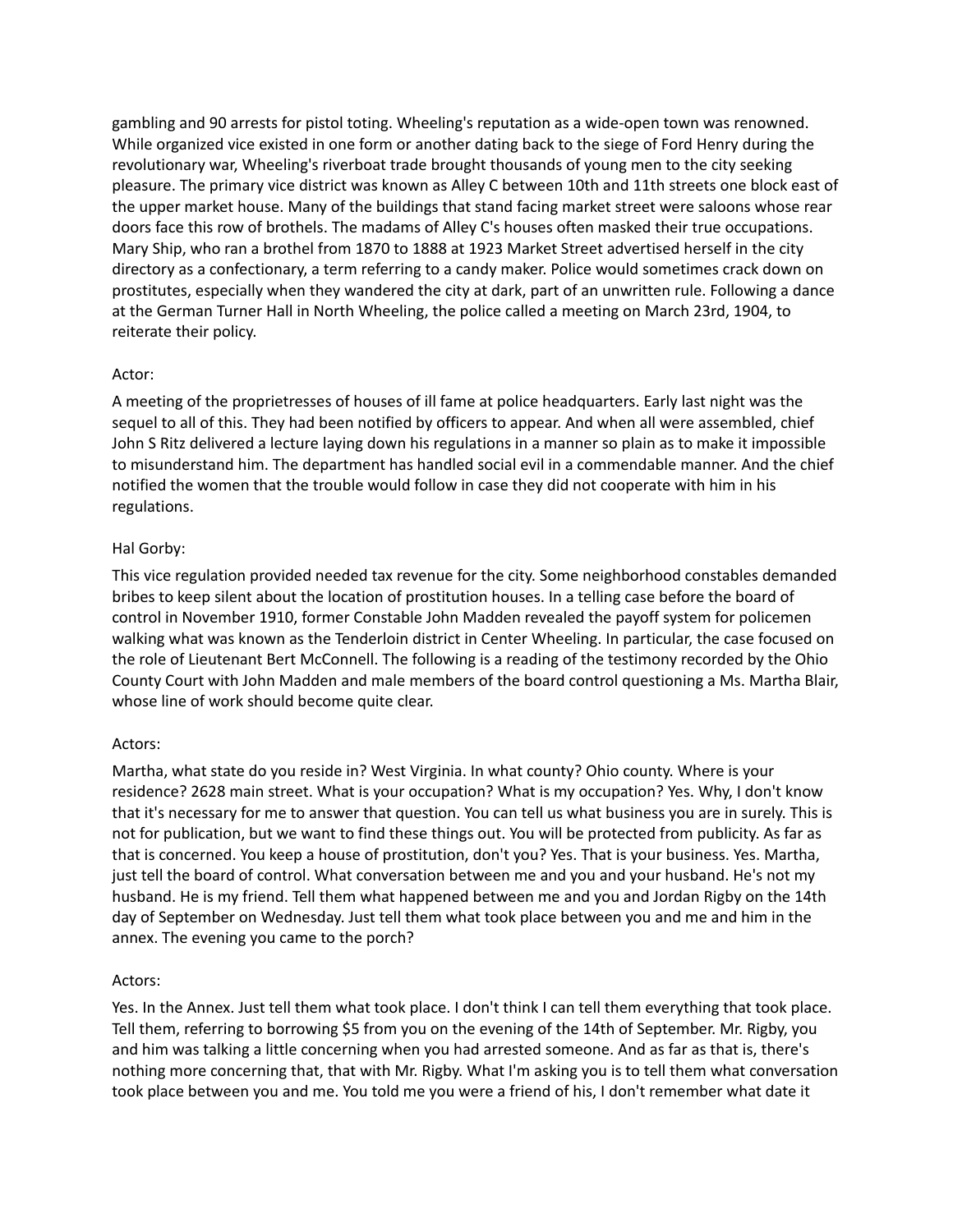gambling and 90 arrests for pistol toting. Wheeling's reputation as a wide-open town was renowned. While organized vice existed in one form or another dating back to the siege of Ford Henry during the revolutionary war, Wheeling's riverboat trade brought thousands of young men to the city seeking pleasure. The primary vice district was known as Alley C between 10th and 11th streets one block east of the upper market house. Many of the buildings that stand facing market street were saloons whose rear doors face this row of brothels. The madams of Alley C's houses often masked their true occupations. Mary Ship, who ran a brothel from 1870 to 1888 at 1923 Market Street advertised herself in the city directory as a confectionary, a term referring to a candy maker. Police would sometimes crack down on prostitutes, especially when they wandered the city at dark, part of an unwritten rule. Following a dance at the German Turner Hall in North Wheeling, the police called a meeting on March 23rd, 1904, to reiterate their policy.

Actor:

A meeting of the proprietresses of houses of ill fame at police headquarters. Early last night was the sequel to all of this. They had been notified by officers to appear. And when all were assembled, chief John S Ritz delivered a lecture laying down his regulations in a manner so plain as to make it impossible to misunderstand him. The department has handled social evil in a commendable manner. And the chief notified the women that the trouble would follow in case they did not cooperate with him in his regulations.

Hal Gorby:

This vice regulation provided needed tax revenue for the city. Some neighborhood constables demanded bribes to keep silent about the location of prostitution houses. In a telling case before the board of control in November 1910, former Constable John Madden revealed the payoff system for policemen walking what was known as the Tenderloin district in Center Wheeling. In particular, the case focused on the role of Lieutenant Bert McConnell. The following is a reading of the testimony recorded by the Ohio County Court with John Madden and male members of the board control questioning a Ms. Martha Blair, whose line of work should become quite clear.

Actors:

Martha, what state do you reside in? West Virginia. In what county? Ohio county. Where is your residence? 2628 main street. What is your occupation? What is my occupation? Yes. Why, I don't know that it's necessary for me to answer that question. You can tell us what business you are in surely. This is not for publication, but we want to find these things out. You will be protected from publicity. As far as that is concerned. You keep a house of prostitution, don't you? Yes. That is your business. Yes. Martha, just tell the board of control. What conversation between me and you and your husband. He's not my husband. He is my friend. Tell them what happened between me and you and Jordan Rigby on the 14th day of September on Wednesday. Just tell them what took place between you and me and him in the annex. The evening you came to the porch?

Actors:

Yes. In the Annex. Just tell them what took place. I don't think I can tell them everything that took place. Tell them, referring to borrowing $5 from you on the evening of the 14th of September. Mr. Rigby, you and him was talking a little concerning when you had arrested someone. And as far as that is, there's nothing more concerning that, that with Mr. Rigby. What I'm asking you is to tell them what conversation took place between you and me. You told me you were a friend of his, I don't remember what date it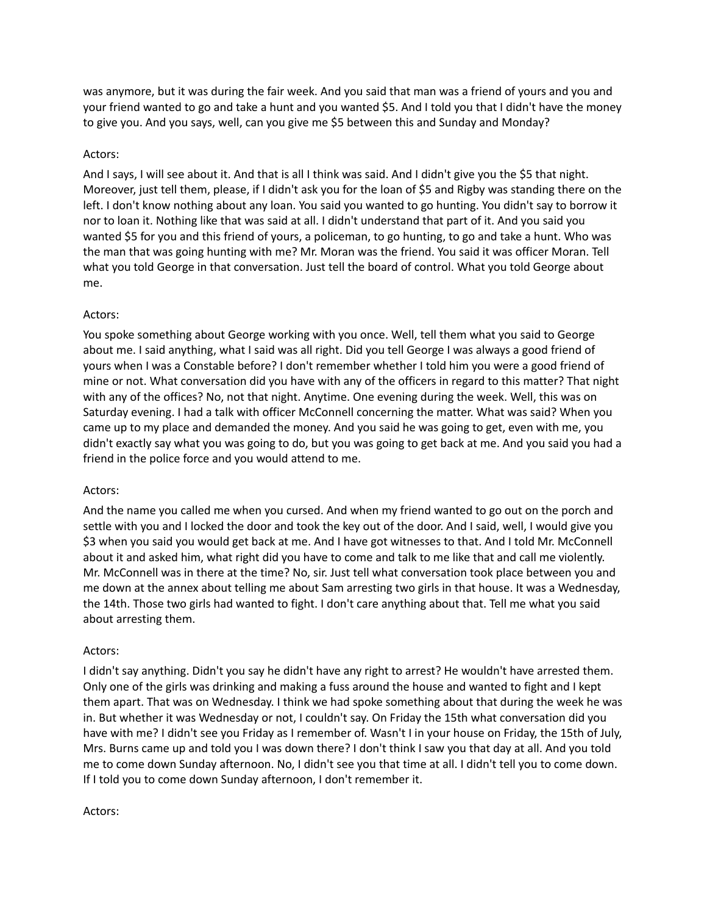was anymore, but it was during the fair week. And you said that man was a friend of yours and you and your friend wanted to go and take a hunt and you wanted $5. And I told you that I didn't have the money to give you. And you says, well, can you give me $5 between this and Sunday and Monday?

Actors:

And I says, I will see about it. And that is all I think was said. And I didn't give you the $5 that night. Moreover, just tell them, please, if I didn't ask you for the loan of $5 and Rigby was standing there on the left. I don't know nothing about any loan. You said you wanted to go hunting. You didn't say to borrow it nor to loan it. Nothing like that was said at all. I didn't understand that part of it. And you said you wanted $5 for you and this friend of yours, a policeman, to go hunting, to go and take a hunt. Who was the man that was going hunting with me? Mr. Moran was the friend. You said it was officer Moran. Tell what you told George in that conversation. Just tell the board of control. What you told George about me.

Actors:

You spoke something about George working with you once. Well, tell them what you said to George about me. I said anything, what I said was all right. Did you tell George I was always a good friend of yours when I was a Constable before? I don't remember whether I told him you were a good friend of mine or not. What conversation did you have with any of the officers in regard to this matter? That night with any of the offices? No, not that night. Anytime. One evening during the week. Well, this was on Saturday evening. I had a talk with officer McConnell concerning the matter. What was said? When you came up to my place and demanded the money. And you said he was going to get, even with me, you didn't exactly say what you was going to do, but you was going to get back at me. And you said you had a friend in the police force and you would attend to me.

Actors:

And the name you called me when you cursed. And when my friend wanted to go out on the porch and settle with you and I locked the door and took the key out of the door. And I said, well, I would give you $3 when you said you would get back at me. And I have got witnesses to that. And I told Mr. McConnell about it and asked him, what right did you have to come and talk to me like that and call me violently. Mr. McConnell was in there at the time? No, sir. Just tell what conversation took place between you and me down at the annex about telling me about Sam arresting two girls in that house. It was a Wednesday, the 14th. Those two girls had wanted to fight. I don't care anything about that. Tell me what you said about arresting them.

Actors:

I didn't say anything. Didn't you say he didn't have any right to arrest? He wouldn't have arrested them. Only one of the girls was drinking and making a fuss around the house and wanted to fight and I kept them apart. That was on Wednesday. I think we had spoke something about that during the week he was in. But whether it was Wednesday or not, I couldn't say. On Friday the 15th what conversation did you have with me? I didn't see you Friday as I remember of. Wasn't I in your house on Friday, the 15th of July, Mrs. Burns came up and told you I was down there? I don't think I saw you that day at all. And you told me to come down Sunday afternoon. No, I didn't see you that time at all. I didn't tell you to come down. If I told you to come down Sunday afternoon, I don't remember it.

Actors: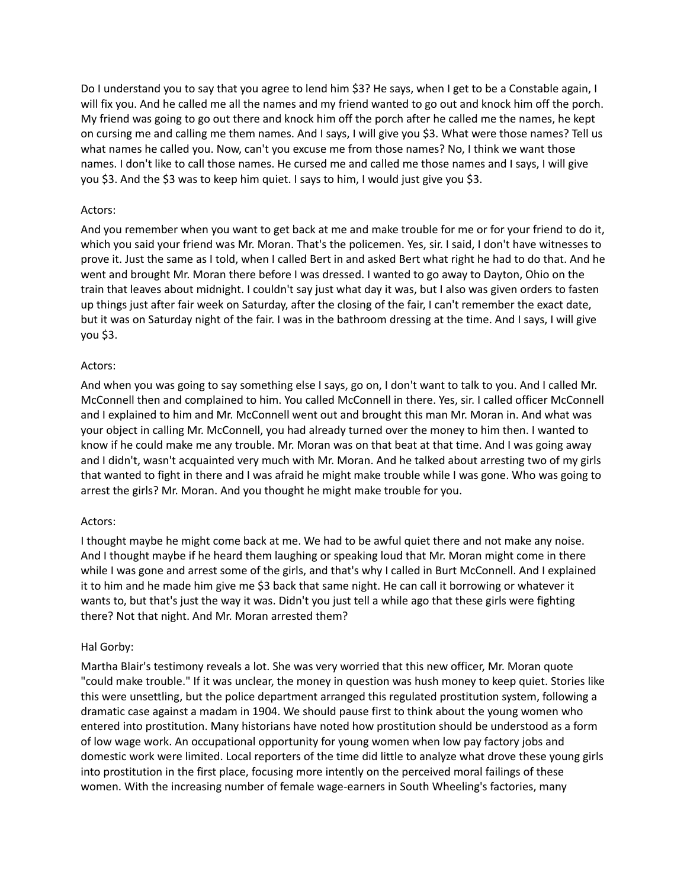Do I understand you to say that you agree to lend him $3? He says, when I get to be a Constable again, I will fix you. And he called me all the names and my friend wanted to go out and knock him off the porch. My friend was going to go out there and knock him off the porch after he called me the names, he kept on cursing me and calling me them names. And I says, I will give you $3. What were those names? Tell us what names he called you. Now, can't you excuse me from those names? No, I think we want those names. I don't like to call those names. He cursed me and called me those names and I says, I will give you $3. And the $3 was to keep him quiet. I says to him, I would just give you $3.

Actors:

And you remember when you want to get back at me and make trouble for me or for your friend to do it, which you said your friend was Mr. Moran. That's the policemen. Yes, sir. I said, I don't have witnesses to prove it. Just the same as I told, when I called Bert in and asked Bert what right he had to do that. And he went and brought Mr. Moran there before I was dressed. I wanted to go away to Dayton, Ohio on the train that leaves about midnight. I couldn't say just what day it was, but I also was given orders to fasten up things just after fair week on Saturday, after the closing of the fair, I can't remember the exact date, but it was on Saturday night of the fair. I was in the bathroom dressing at the time. And I says, I will give you $3.

Actors:

And when you was going to say something else I says, go on, I don't want to talk to you. And I called Mr. McConnell then and complained to him. You called McConnell in there. Yes, sir. I called officer McConnell and I explained to him and Mr. McConnell went out and brought this man Mr. Moran in. And what was your object in calling Mr. McConnell, you had already turned over the money to him then. I wanted to know if he could make me any trouble. Mr. Moran was on that beat at that time. And I was going away and I didn't, wasn't acquainted very much with Mr. Moran. And he talked about arresting two of my girls that wanted to fight in there and I was afraid he might make trouble while I was gone. Who was going to arrest the girls? Mr. Moran. And you thought he might make trouble for you.

Actors:

I thought maybe he might come back at me. We had to be awful quiet there and not make any noise. And I thought maybe if he heard them laughing or speaking loud that Mr. Moran might come in there while I was gone and arrest some of the girls, and that's why I called in Burt McConnell. And I explained it to him and he made him give me $3 back that same night. He can call it borrowing or whatever it wants to, but that's just the way it was. Didn't you just tell a while ago that these girls were fighting there? Not that night. And Mr. Moran arrested them?

Hal Gorby:

Martha Blair's testimony reveals a lot. She was very worried that this new officer, Mr. Moran quote "could make trouble." If it was unclear, the money in question was hush money to keep quiet. Stories like this were unsettling, but the police department arranged this regulated prostitution system, following a dramatic case against a madam in 1904. We should pause first to think about the young women who entered into prostitution. Many historians have noted how prostitution should be understood as a form of low wage work. An occupational opportunity for young women when low pay factory jobs and domestic work were limited. Local reporters of the time did little to analyze what drove these young girls into prostitution in the first place, focusing more intently on the perceived moral failings of these women. With the increasing number of female wage-earners in South Wheeling's factories, many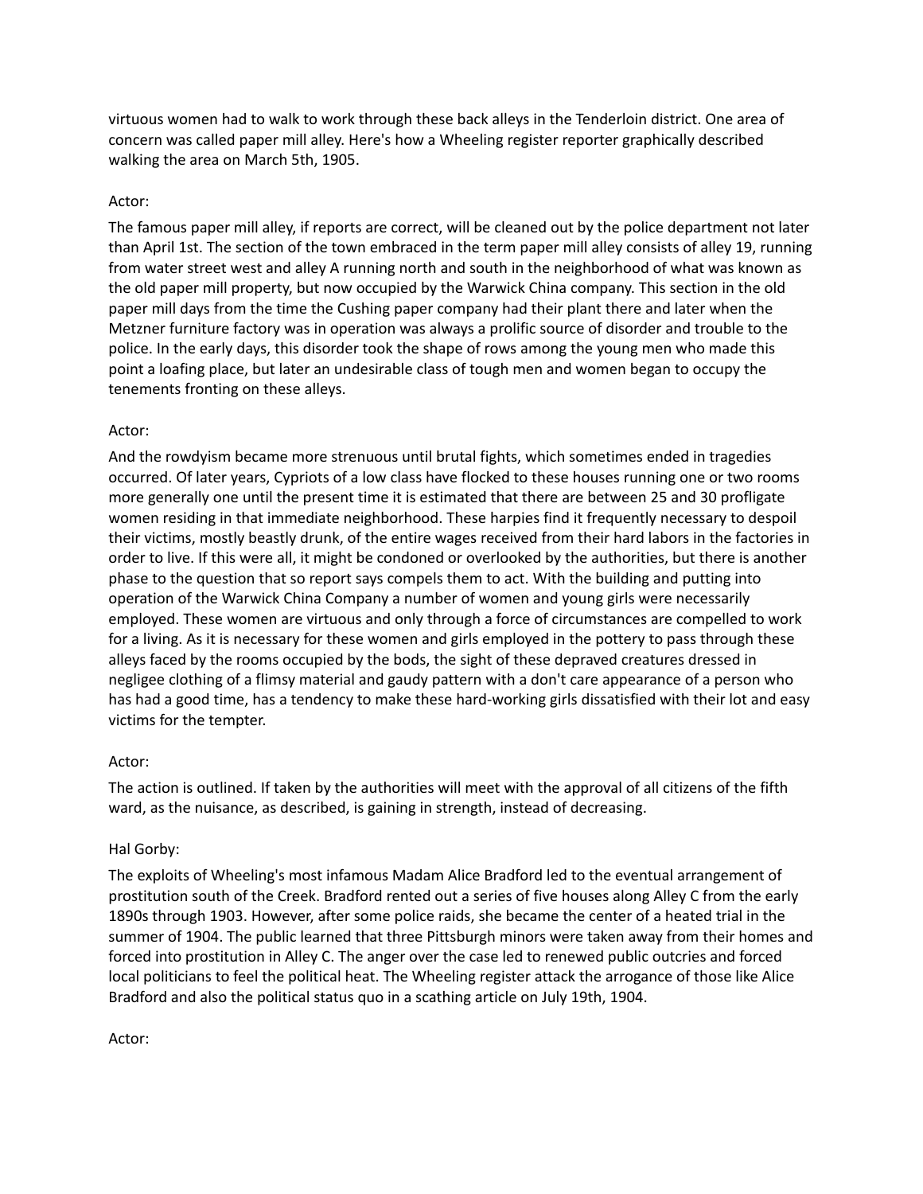virtuous women had to walk to work through these back alleys in the Tenderloin district. One area of concern was called paper mill alley. Here's how a Wheeling register reporter graphically described walking the area on March 5th, 1905.

Actor:

The famous paper mill alley, if reports are correct, will be cleaned out by the police department not later than April 1st. The section of the town embraced in the term paper mill alley consists of alley 19, running from water street west and alley A running north and south in the neighborhood of what was known as the old paper mill property, but now occupied by the Warwick China company. This section in the old paper mill days from the time the Cushing paper company had their plant there and later when the Metzner furniture factory was in operation was always a prolific source of disorder and trouble to the police. In the early days, this disorder took the shape of rows among the young men who made this point a loafing place, but later an undesirable class of tough men and women began to occupy the tenements fronting on these alleys.

Actor:

And the rowdyism became more strenuous until brutal fights, which sometimes ended in tragedies occurred. Of later years, Cypriots of a low class have flocked to these houses running one or two rooms more generally one until the present time it is estimated that there are between 25 and 30 profligate women residing in that immediate neighborhood. These harpies find it frequently necessary to despoil their victims, mostly beastly drunk, of the entire wages received from their hard labors in the factories in order to live. If this were all, it might be condoned or overlooked by the authorities, but there is another phase to the question that so report says compels them to act. With the building and putting into operation of the Warwick China Company a number of women and young girls were necessarily employed. These women are virtuous and only through a force of circumstances are compelled to work for a living. As it is necessary for these women and girls employed in the pottery to pass through these alleys faced by the rooms occupied by the bods, the sight of these depraved creatures dressed in negligee clothing of a flimsy material and gaudy pattern with a don't care appearance of a person who has had a good time, has a tendency to make these hard-working girls dissatisfied with their lot and easy victims for the tempter.

Actor:

The action is outlined. If taken by the authorities will meet with the approval of all citizens of the fifth ward, as the nuisance, as described, is gaining in strength, instead of decreasing.

Hal Gorby:

The exploits of Wheeling's most infamous Madam Alice Bradford led to the eventual arrangement of prostitution south of the Creek. Bradford rented out a series of five houses along Alley C from the early 1890s through 1903. However, after some police raids, she became the center of a heated trial in the summer of 1904. The public learned that three Pittsburgh minors were taken away from their homes and forced into prostitution in Alley C. The anger over the case led to renewed public outcries and forced local politicians to feel the political heat. The Wheeling register attack the arrogance of those like Alice Bradford and also the political status quo in a scathing article on July 19th, 1904.

Actor: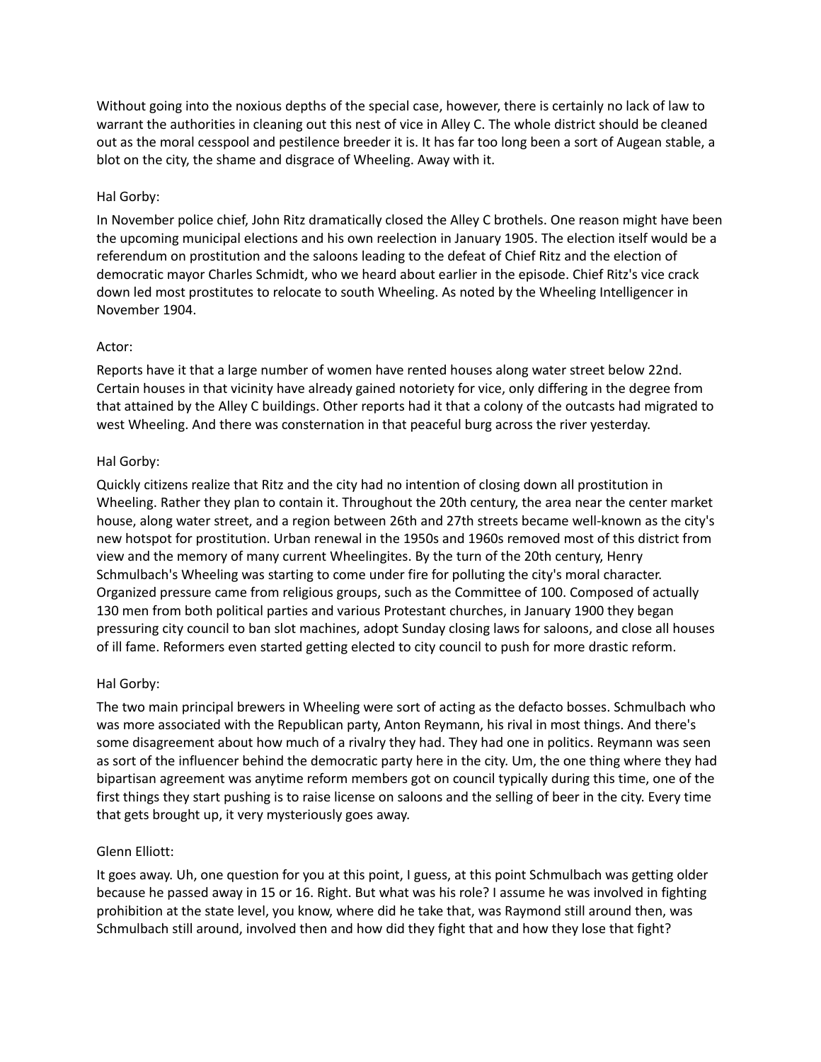Without going into the noxious depths of the special case, however, there is certainly no lack of law to warrant the authorities in cleaning out this nest of vice in Alley C. The whole district should be cleaned out as the moral cesspool and pestilence breeder it is. It has far too long been a sort of Augean stable, a blot on the city, the shame and disgrace of Wheeling. Away with it.

Hal Gorby:

In November police chief, John Ritz dramatically closed the Alley C brothels. One reason might have been the upcoming municipal elections and his own reelection in January 1905. The election itself would be a referendum on prostitution and the saloons leading to the defeat of Chief Ritz and the election of democratic mayor Charles Schmidt, who we heard about earlier in the episode. Chief Ritz's vice crack down led most prostitutes to relocate to south Wheeling. As noted by the Wheeling Intelligencer in November 1904.

Actor:

Reports have it that a large number of women have rented houses along water street below 22nd. Certain houses in that vicinity have already gained notoriety for vice, only differing in the degree from that attained by the Alley C buildings. Other reports had it that a colony of the outcasts had migrated to west Wheeling. And there was consternation in that peaceful burg across the river yesterday.

Hal Gorby:

Quickly citizens realize that Ritz and the city had no intention of closing down all prostitution in Wheeling. Rather they plan to contain it. Throughout the 20th century, the area near the center market house, along water street, and a region between 26th and 27th streets became well-known as the city's new hotspot for prostitution. Urban renewal in the 1950s and 1960s removed most of this district from view and the memory of many current Wheelingites. By the turn of the 20th century, Henry Schmulbach's Wheeling was starting to come under fire for polluting the city's moral character. Organized pressure came from religious groups, such as the Committee of 100. Composed of actually 130 men from both political parties and various Protestant churches, in January 1900 they began pressuring city council to ban slot machines, adopt Sunday closing laws for saloons, and close all houses of ill fame. Reformers even started getting elected to city council to push for more drastic reform.

Hal Gorby:

The two main principal brewers in Wheeling were sort of acting as the defacto bosses. Schmulbach who was more associated with the Republican party, Anton Reymann, his rival in most things. And there's some disagreement about how much of a rivalry they had. They had one in politics. Reymann was seen as sort of the influencer behind the democratic party here in the city. Um, the one thing where they had bipartisan agreement was anytime reform members got on council typically during this time, one of the first things they start pushing is to raise license on saloons and the selling of beer in the city. Every time that gets brought up, it very mysteriously goes away.

Glenn Elliott:

It goes away. Uh, one question for you at this point, I guess, at this point Schmulbach was getting older because he passed away in 15 or 16. Right. But what was his role? I assume he was involved in fighting prohibition at the state level, you know, where did he take that, was Raymond still around then, was Schmulbach still around, involved then and how did they fight that and how they lose that fight?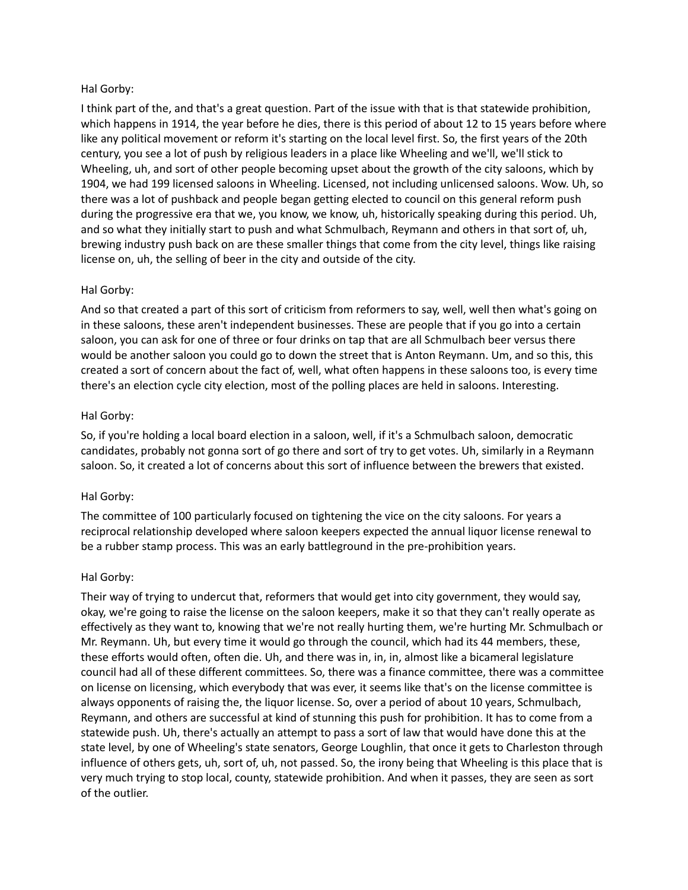Hal Gorby:

I think part of the, and that's a great question. Part of the issue with that is that statewide prohibition, which happens in 1914, the year before he dies, there is this period of about 12 to 15 years before where like any political movement or reform it's starting on the local level first. So, the first years of the 20th century, you see a lot of push by religious leaders in a place like Wheeling and we'll, we'll stick to Wheeling, uh, and sort of other people becoming upset about the growth of the city saloons, which by 1904, we had 199 licensed saloons in Wheeling. Licensed, not including unlicensed saloons. Wow. Uh, so there was a lot of pushback and people began getting elected to council on this general reform push during the progressive era that we, you know, we know, uh, historically speaking during this period. Uh, and so what they initially start to push and what Schmulbach, Reymann and others in that sort of, uh, brewing industry push back on are these smaller things that come from the city level, things like raising license on, uh, the selling of beer in the city and outside of the city.

Hal Gorby:

And so that created a part of this sort of criticism from reformers to say, well, well then what's going on in these saloons, these aren't independent businesses. These are people that if you go into a certain saloon, you can ask for one of three or four drinks on tap that are all Schmulbach beer versus there would be another saloon you could go to down the street that is Anton Reymann. Um, and so this, this created a sort of concern about the fact of, well, what often happens in these saloons too, is every time there's an election cycle city election, most of the polling places are held in saloons. Interesting.

Hal Gorby:

So, if you're holding a local board election in a saloon, well, if it's a Schmulbach saloon, democratic candidates, probably not gonna sort of go there and sort of try to get votes. Uh, similarly in a Reymann saloon. So, it created a lot of concerns about this sort of influence between the brewers that existed.

Hal Gorby:

The committee of 100 particularly focused on tightening the vice on the city saloons. For years a reciprocal relationship developed where saloon keepers expected the annual liquor license renewal to be a rubber stamp process. This was an early battleground in the pre-prohibition years.

Hal Gorby:

Their way of trying to undercut that, reformers that would get into city government, they would say, okay, we're going to raise the license on the saloon keepers, make it so that they can't really operate as effectively as they want to, knowing that we're not really hurting them, we're hurting Mr. Schmulbach or Mr. Reymann. Uh, but every time it would go through the council, which had its 44 members, these, these efforts would often, often die. Uh, and there was in, in, in, almost like a bicameral legislature council had all of these different committees. So, there was a finance committee, there was a committee on license on licensing, which everybody that was ever, it seems like that's on the license committee is always opponents of raising the, the liquor license. So, over a period of about 10 years, Schmulbach, Reymann, and others are successful at kind of stunning this push for prohibition. It has to come from a statewide push. Uh, there's actually an attempt to pass a sort of law that would have done this at the state level, by one of Wheeling's state senators, George Loughlin, that once it gets to Charleston through influence of others gets, uh, sort of, uh, not passed. So, the irony being that Wheeling is this place that is very much trying to stop local, county, statewide prohibition. And when it passes, they are seen as sort of the outlier.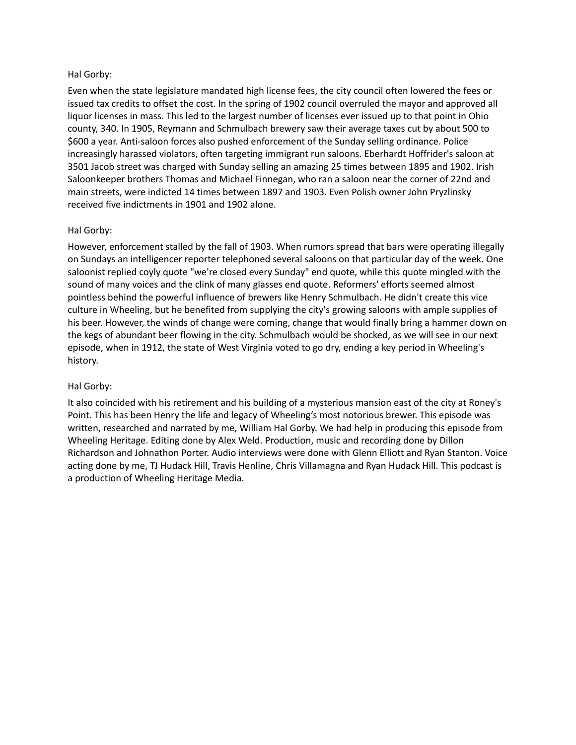Hal Gorby:

Even when the state legislature mandated high license fees, the city council often lowered the fees or issued tax credits to offset the cost. In the spring of 1902 council overruled the mayor and approved all liquor licenses in mass. This led to the largest number of licenses ever issued up to that point in Ohio county, 340. In 1905, Reymann and Schmulbach brewery saw their average taxes cut by about 500 to $600 a year. Anti-saloon forces also pushed enforcement of the Sunday selling ordinance. Police increasingly harassed violators, often targeting immigrant run saloons. Eberhardt Hoffrider's saloon at 3501 Jacob street was charged with Sunday selling an amazing 25 times between 1895 and 1902. Irish Saloonkeeper brothers Thomas and Michael Finnegan, who ran a saloon near the corner of 22nd and main streets, were indicted 14 times between 1897 and 1903. Even Polish owner John Pryzlinsky received five indictments in 1901 and 1902 alone.

Hal Gorby:

However, enforcement stalled by the fall of 1903. When rumors spread that bars were operating illegally on Sundays an intelligencer reporter telephoned several saloons on that particular day of the week. One saloonist replied coyly quote "we're closed every Sunday" end quote, while this quote mingled with the sound of many voices and the clink of many glasses end quote. Reformers' efforts seemed almost pointless behind the powerful influence of brewers like Henry Schmulbach. He didn't create this vice culture in Wheeling, but he benefited from supplying the city's growing saloons with ample supplies of his beer. However, the winds of change were coming, change that would finally bring a hammer down on the kegs of abundant beer flowing in the city. Schmulbach would be shocked, as we will see in our next episode, when in 1912, the state of West Virginia voted to go dry, ending a key period in Wheeling's history.

Hal Gorby:

It also coincided with his retirement and his building of a mysterious mansion east of the city at Roney's Point. This has been Henry the life and legacy of Wheeling's most notorious brewer. This episode was written, researched and narrated by me, William Hal Gorby. We had help in producing this episode from Wheeling Heritage. Editing done by Alex Weld. Production, music and recording done by Dillon Richardson and Johnathon Porter. Audio interviews were done with Glenn Elliott and Ryan Stanton. Voice acting done by me, TJ Hudack Hill, Travis Henline, Chris Villamagna and Ryan Hudack Hill. This podcast is a production of Wheeling Heritage Media.